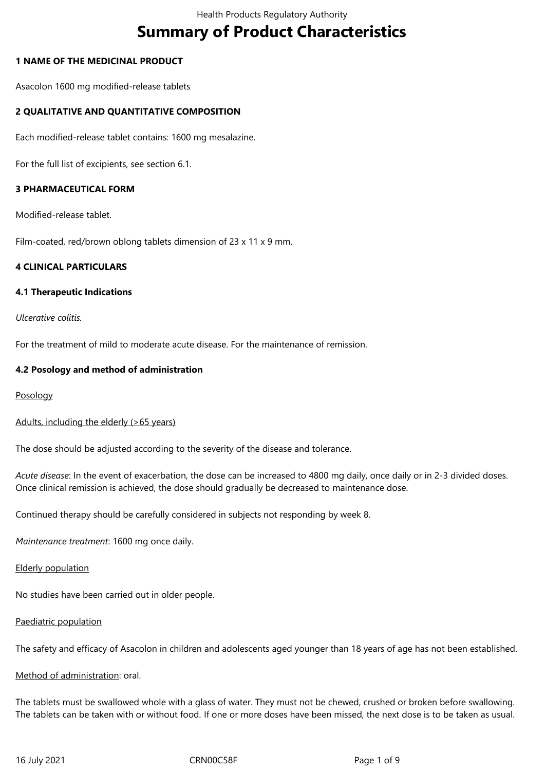# Summary of Product Characteristics

## 1 NAME OF THE MEDICINAL PRODUCT

Asacolon 1600 mg modified-release tablets

## 2 QUALITATIVE AND QUANTITATIVE COMPOSITION

Each modified-release tablet contains: 1600 mg mesalazine.

For the full list of excipients, see section 6.1.

## 3 PHARMACEUTICAL FORM

Modified-release tablet.

Film-coated, red/brown oblong tablets dimension of 23 x 11 x 9 mm.

## 4 CLINICAL PARTICULARS

### 4.1 Therapeutic Indications

*Ulcerative colitis.*

For the treatment of mild to moderate acute disease. For the maintenance of remission.

### 4.2 Posology and method of administration

Posology

Adults, including the elderly (>65 years)

The dose should be adjusted according to the severity of the disease and tolerance.

*Acute disease*: In the event of exacerbation, the dose can be increased to 4800 mg daily, once daily or in 2-3 divided doses. Once clinical remission is achieved, the dose should gradually be decreased to maintenance dose.

Continued therapy should be carefully considered in subjects not responding by week 8.

*Maintenance treatment*: 1600 mg once daily.

Elderly population

No studies have been carried out in older people.

Paediatric population

The safety and efficacy of Asacolon in children and adolescents aged younger than 18 years of age has not been established.

Method of administration: oral.

The tablets must be swallowed whole with a glass of water. They must not be chewed, crushed or broken before swallowing. The tablets can be taken with or without food. If one or more doses have been missed, the next dose is to be taken as usual.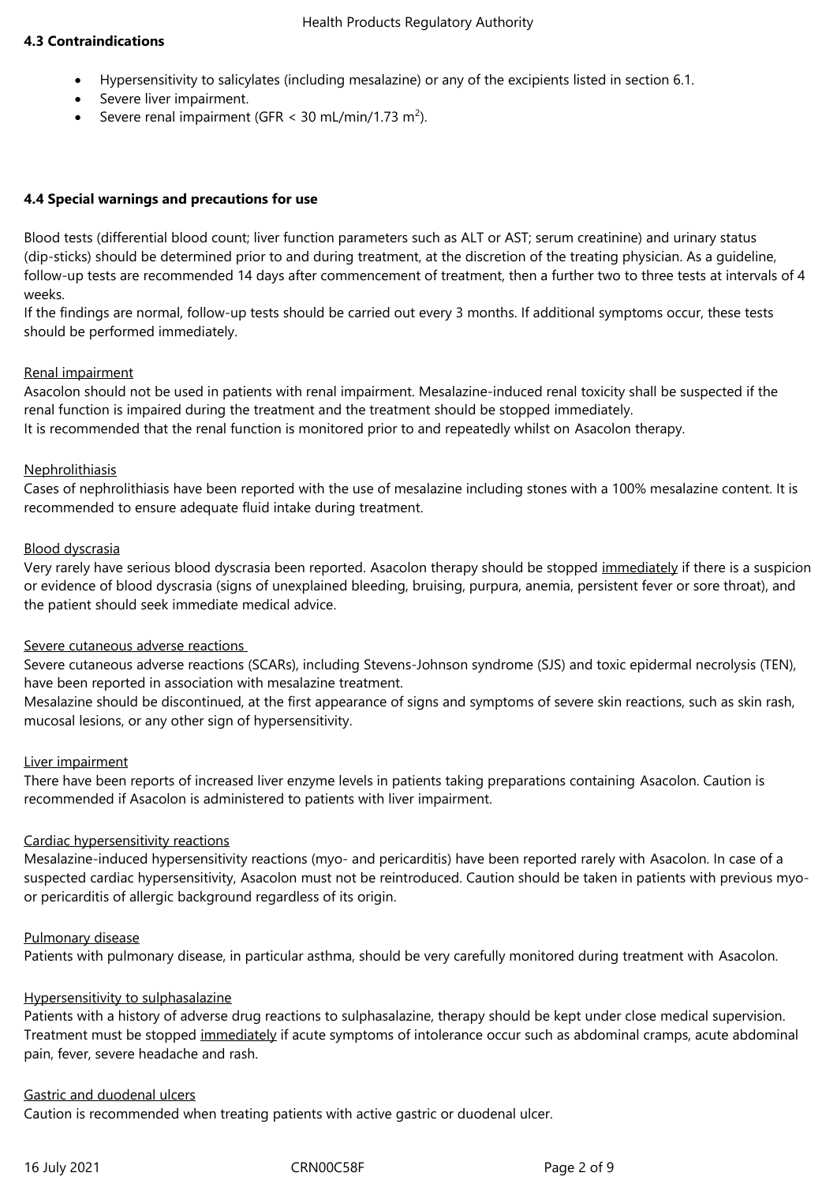**4.3 Contraindications**

- Hypersensitivity to salicylates (including mesalazine) or any of the excipients listed in section 6.1.
- Severe liver impairment.
- Severe renal impairment (GFR < 30 mL/min/1.73 $m^2$).

**4.4 Special warnings and precautions for use**

Blood tests (differential blood count; liver function parameters such as ALT or AST; serum creatinine) and urinary status (dip-sticks) should be determined prior to and during treatment, at the discretion of the treating physician. As a guideline, follow-up tests are recommended 14 days after commencement of treatment, then a further two to three tests at intervals of 4 weeks.
If the findings are normal, follow-up tests should be carried out every 3 months. If additional symptoms occur, these tests should be performed immediately.

Renal impairment
Asacolon should not be used in patients with renal impairment. Mesalazine-induced renal toxicity shall be suspected if the renal function is impaired during the treatment and the treatment should be stopped immediately.
It is recommended that the renal function is monitored prior to and repeatedly whilst on Asacolon therapy.

Nephrolithiasis
Cases of nephrolithiasis have been reported with the use of mesalazine including stones with a 100% mesalazine content. It is recommended to ensure adequate fluid intake during treatment.

Blood dyscrasia
Very rarely have serious blood dyscrasia been reported. Asacolon therapy should be stopped immediately if there is a suspicion or evidence of blood dyscrasia (signs of unexplained bleeding, bruising, purpura, anemia, persistent fever or sore throat), and the patient should seek immediate medical advice.

Severe cutaneous adverse reactions
Severe cutaneous adverse reactions (SCARs), including Stevens-Johnson syndrome (SJS) and toxic epidermal necrolysis (TEN), have been reported in association with mesalazine treatment.
Mesalazine should be discontinued, at the first appearance of signs and symptoms of severe skin reactions, such as skin rash, mucosal lesions, or any other sign of hypersensitivity.

Liver impairment
There have been reports of increased liver enzyme levels in patients taking preparations containing Asacolon. Caution is recommended if Asacolon is administered to patients with liver impairment.

Cardiac hypersensitivity reactions
Mesalazine-induced hypersensitivity reactions (myo- and pericarditis) have been reported rarely with Asacolon. In case of a suspected cardiac hypersensitivity, Asacolon must not be reintroduced. Caution should be taken in patients with previous myo- or pericarditis of allergic background regardless of its origin.

Pulmonary disease
Patients with pulmonary disease, in particular asthma, should be very carefully monitored during treatment with Asacolon.

Hypersensitivity to sulphasalazine
Patients with a history of adverse drug reactions to sulphasalazine, therapy should be kept under close medical supervision. Treatment must be stopped immediately if acute symptoms of intolerance occur such as abdominal cramps, acute abdominal pain, fever, severe headache and rash.

Gastric and duodenal ulcers
Caution is recommended when treating patients with active gastric or duodenal ulcer.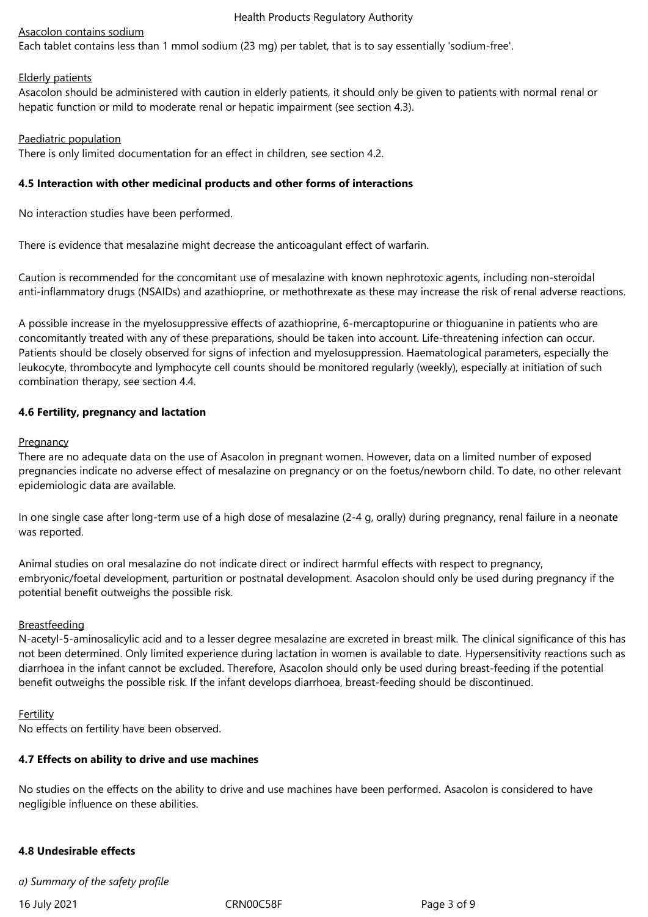Asacolon contains sodium

Each tablet contains less than 1 mmol sodium (23 mg) per tablet, that is to say essentially 'sodium-free'.

Elderly patients

Asacolon should be administered with caution in elderly patients, it should only be given to patients with normal renal or hepatic function or mild to moderate renal or hepatic impairment (see section 4.3).

Paediatric population

There is only limited documentation for an effect in children, see section 4.2.

**4.5 Interaction with other medicinal products and other forms of interactions**

No interaction studies have been performed.

There is evidence that mesalazine might decrease the anticoagulant effect of warfarin.

Caution is recommended for the concomitant use of mesalazine with known nephrotoxic agents, including non-steroidal anti-inflammatory drugs (NSAIDs) and azathioprine, or methothrexate as these may increase the risk of renal adverse reactions.

A possible increase in the myelosuppressive effects of azathioprine, 6-mercaptopurine or thioguanine in patients who are concomitantly treated with any of these preparations, should be taken into account. Life-threatening infection can occur. Patients should be closely observed for signs of infection and myelosuppression. Haematological parameters, especially the leukocyte, thrombocyte and lymphocyte cell counts should be monitored regularly (weekly), especially at initiation of such combination therapy, see section 4.4.

**4.6 Fertility, pregnancy and lactation**

Pregnancy

There are no adequate data on the use of Asacolon in pregnant women. However, data on a limited number of exposed pregnancies indicate no adverse effect of mesalazine on pregnancy or on the foetus/newborn child. To date, no other relevant epidemiologic data are available.

In one single case after long-term use of a high dose of mesalazine (2-4 g, orally) during pregnancy, renal failure in a neonate was reported.

Animal studies on oral mesalazine do not indicate direct or indirect harmful effects with respect to pregnancy, embryonic/foetal development, parturition or postnatal development. Asacolon should only be used during pregnancy if the potential benefit outweighs the possible risk.

Breastfeeding

N-acetyl-5-aminosalicylic acid and to a lesser degree mesalazine are excreted in breast milk. The clinical significance of this has not been determined. Only limited experience during lactation in women is available to date. Hypersensitivity reactions such as diarrhoea in the infant cannot be excluded. Therefore, Asacolon should only be used during breast-feeding if the potential benefit outweighs the possible risk. If the infant develops diarrhoea, breast-feeding should be discontinued.

Fertility

No effects on fertility have been observed.

**4.7 Effects on ability to drive and use machines**

No studies on the effects on the ability to drive and use machines have been performed. Asacolon is considered to have negligible influence on these abilities.

**4.8 Undesirable effects**

*a) Summary of the safety profile*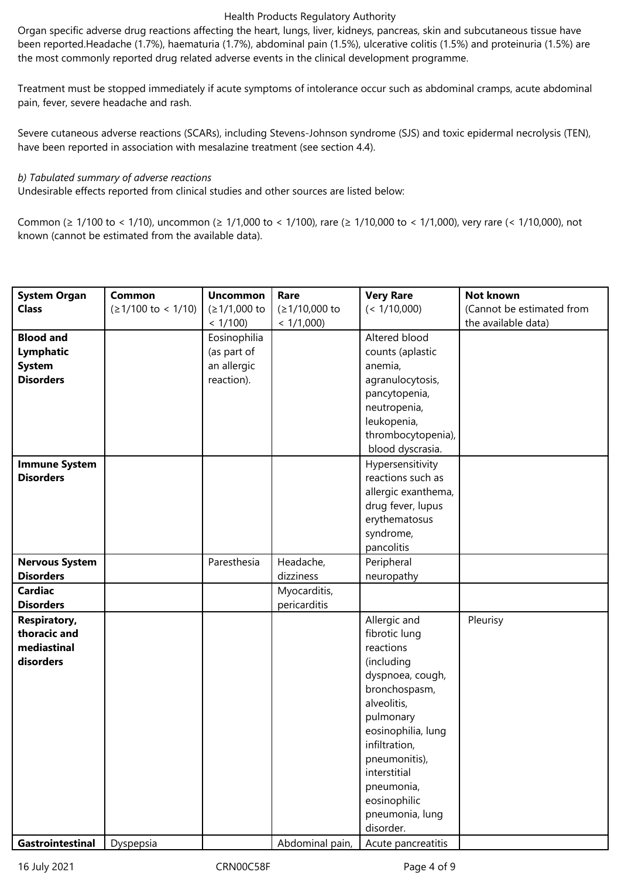Organ specific adverse drug reactions affecting the heart, lungs, liver, kidneys, pancreas, skin and subcutaneous tissue have been reported.Headache (1.7%), haematuria (1.7%), abdominal pain (1.5%), ulcerative colitis (1.5%) and proteinuria (1.5%) are the most commonly reported drug related adverse events in the clinical development programme.

Treatment must be stopped immediately if acute symptoms of intolerance occur such as abdominal cramps, acute abdominal pain, fever, severe headache and rash.

Severe cutaneous adverse reactions (SCARs), including Stevens-Johnson syndrome (SJS) and toxic epidermal necrolysis (TEN), have been reported in association with mesalazine treatment (see section 4.4).

*b) Tabulated summary of adverse reactions*
Undesirable effects reported from clinical studies and other sources are listed below:

Common (≥ 1/100 to < 1/10), uncommon (≥ 1/1,000 to < 1/100), rare (≥ 1/10,000 to < 1/1,000), very rare (< 1/10,000), not known (cannot be estimated from the available data).

| **System Organ Class** | **Common** (≥1/100 to < 1/10) | **Uncommon** (≥1/1,000 to < 1/100) | **Rare** (≥1/10,000 to < 1/1,000) | **Very Rare** (< 1/10,000) | **Not known** (Cannot be estimated from the available data) |
|---|---|---|---|---|---|
| **Blood and Lymphatic System Disorders** | | Eosinophilia (as part of an allergic reaction). | | Altered blood counts (aplastic anemia, agranulocytosis, pancytopenia, neutropenia, leukopenia, thrombocytopenia), blood dyscrasia. | |
| **Immune System Disorders** | | | | Hypersensitivity reactions such as allergic exanthema, drug fever, lupus erythematosus syndrome, pancolitis | |
| **Nervous System Disorders** | | Paresthesia | Headache, dizziness | Peripheral neuropathy | |
| **Cardiac Disorders** | | | Myocarditis, pericarditis | | |
| **Respiratory, thoracic and mediastinal disorders** | | | | Allergic and fibrotic lung reactions (including dyspnoea, cough, bronchospasm, alveolitis, pulmonary eosinophilia, lung infiltration, pneumonitis), interstitial pneumonia, eosinophilic pneumonia, lung disorder. | Pleurisy |
| **Gastrointestinal** | Dyspepsia | | Abdominal pain, | Acute pancreatitis | |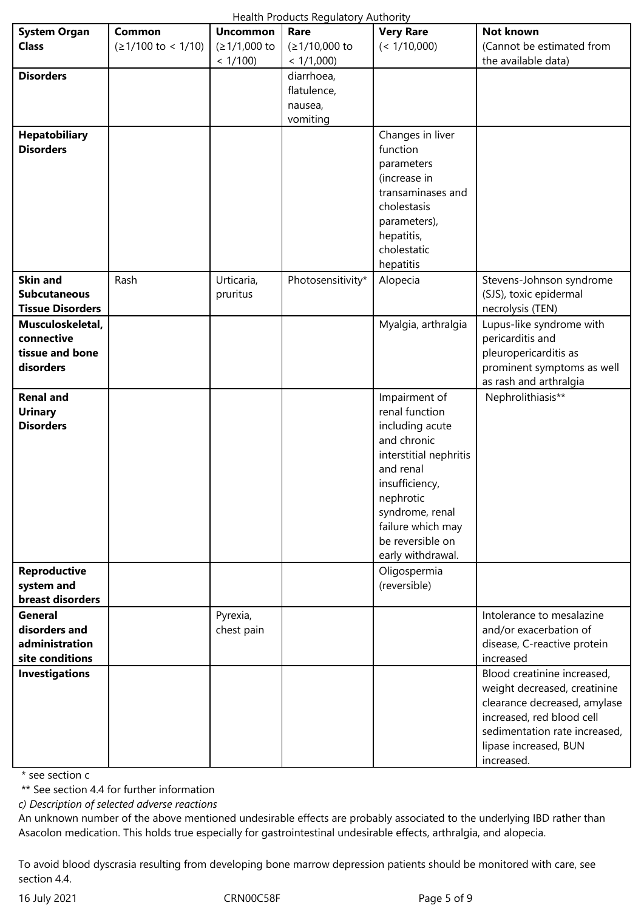| System Organ Class | Common (≥1/100 to < 1/10) | Uncommon (≥1/1,000 to < 1/100) | Rare (≥1/10,000 to < 1/1,000) | Very Rare (< 1/10,000) | Not known (Cannot be estimated from the available data) |
|---|---|---|---|---|---|
| **Disorders** | | | diarrhoea, flatulence, nausea, vomiting | | |
| **Hepatobiliary Disorders** | | | | Changes in liver function parameters (increase in transaminases and cholestasis parameters), hepatitis, cholestatic hepatitis | |
| **Skin and Subcutaneous Tissue Disorders** | Rash | Urticaria, pruritus | Photosensitivity* | Alopecia | Stevens-Johnson syndrome (SJS), toxic epidermal necrolysis (TEN) |
| **Musculoskeletal, connective tissue and bone disorders** | | | | Myalgia, arthralgia | Lupus-like syndrome with pericarditis and pleuropericarditis as prominent symptoms as well as rash and arthralgia |
| **Renal and Urinary Disorders** | | | | Impairment of renal function including acute and chronic interstitial nephritis and renal insufficiency, nephrotic syndrome, renal failure which may be reversible on early withdrawal. | Nephrolithiasis** |
| **Reproductive system and breast disorders** | | | | Oligospermia (reversible) | |
| **General disorders and administration site conditions** | | Pyrexia, chest pain | | | Intolerance to mesalazine and/or exacerbation of disease, C-reactive protein increased |
| **Investigations** | | | | | Blood creatinine increased, weight decreased, creatinine clearance decreased, amylase increased, red blood cell sedimentation rate increased, lipase increased, BUN increased. |

\* see section c

\** See section 4.4 for further information

*c) Description of selected adverse reactions*

An unknown number of the above mentioned undesirable effects are probably associated to the underlying IBD rather than Asacolon medication. This holds true especially for gastrointestinal undesirable effects, arthralgia, and alopecia.

To avoid blood dyscrasia resulting from developing bone marrow depression patients should be monitored with care, see section 4.4.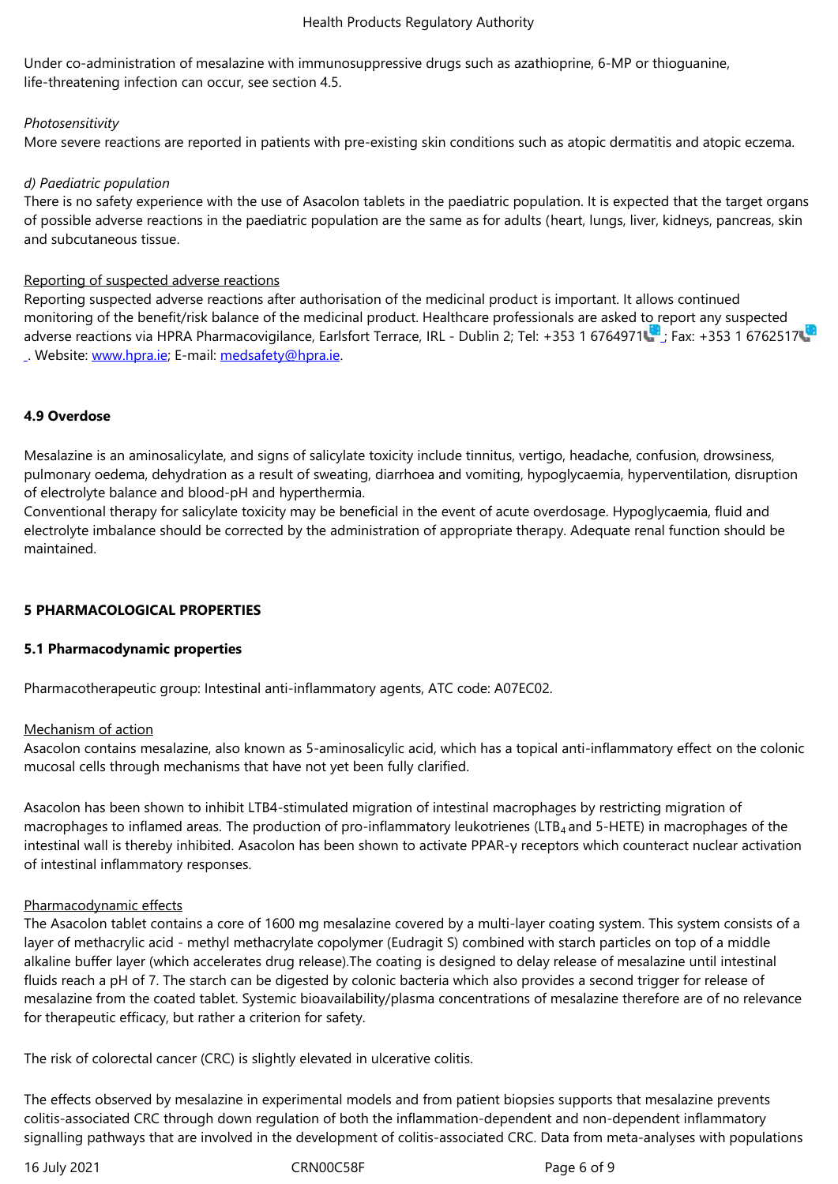Under co-administration of mesalazine with immunosuppressive drugs such as azathioprine, 6-MP or thioguanine, life-threatening infection can occur, see section 4.5.

*Photosensitivity*
More severe reactions are reported in patients with pre-existing skin conditions such as atopic dermatitis and atopic eczema.

*d) Paediatric population*
There is no safety experience with the use of Asacolon tablets in the paediatric population. It is expected that the target organs of possible adverse reactions in the paediatric population are the same as for adults (heart, lungs, liver, kidneys, pancreas, skin and subcutaneous tissue.

Reporting of suspected adverse reactions
Reporting suspected adverse reactions after authorisation of the medicinal product is important. It allows continued monitoring of the benefit/risk balance of the medicinal product. Healthcare professionals are asked to report any suspected adverse reactions via HPRA Pharmacovigilance, Earlsfort Terrace, IRL - Dublin 2; Tel: +353 1 6764971; Fax: +353 1 6762517. Website: www.hpra.ie; E-mail: medsafety@hpra.ie.

**4.9 Overdose**

Mesalazine is an aminosalicylate, and signs of salicylate toxicity include tinnitus, vertigo, headache, confusion, drowsiness, pulmonary oedema, dehydration as a result of sweating, diarrhoea and vomiting, hypoglycaemia, hyperventilation, disruption of electrolyte balance and blood-pH and hyperthermia.
Conventional therapy for salicylate toxicity may be beneficial in the event of acute overdosage. Hypoglycaemia, fluid and electrolyte imbalance should be corrected by the administration of appropriate therapy. Adequate renal function should be maintained.

**5 PHARMACOLOGICAL PROPERTIES**

**5.1 Pharmacodynamic properties**

Pharmacotherapeutic group: Intestinal anti-inflammatory agents, ATC code: A07EC02.

Mechanism of action
Asacolon contains mesalazine, also known as 5-aminosalicylic acid, which has a topical anti-inflammatory effect on the colonic mucosal cells through mechanisms that have not yet been fully clarified.

Asacolon has been shown to inhibit LTB4-stimulated migration of intestinal macrophages by restricting migration of macrophages to inflamed areas. The production of pro-inflammatory leukotrienes ($LTB_4$ and 5-HETE) in macrophages of the intestinal wall is thereby inhibited. Asacolon has been shown to activate PPAR-γ receptors which counteract nuclear activation of intestinal inflammatory responses.

Pharmacodynamic effects
The Asacolon tablet contains a core of 1600 mg mesalazine covered by a multi-layer coating system. This system consists of a layer of methacrylic acid - methyl methacrylate copolymer (Eudragit S) combined with starch particles on top of a middle alkaline buffer layer (which accelerates drug release).The coating is designed to delay release of mesalazine until intestinal fluids reach a pH of 7. The starch can be digested by colonic bacteria which also provides a second trigger for release of mesalazine from the coated tablet. Systemic bioavailability/plasma concentrations of mesalazine therefore are of no relevance for therapeutic efficacy, but rather a criterion for safety.

The risk of colorectal cancer (CRC) is slightly elevated in ulcerative colitis.

The effects observed by mesalazine in experimental models and from patient biopsies supports that mesalazine prevents colitis-associated CRC through down regulation of both the inflammation-dependent and non-dependent inflammatory signalling pathways that are involved in the development of colitis-associated CRC. Data from meta-analyses with populations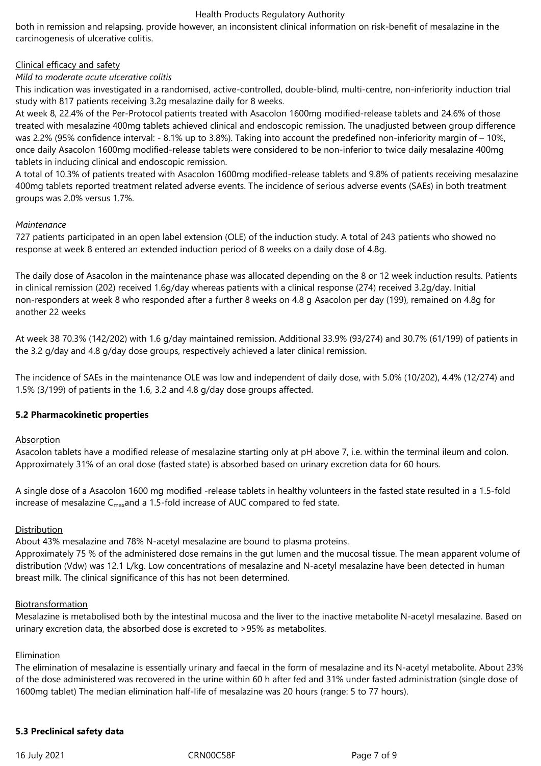both in remission and relapsing, provide however, an inconsistent clinical information on risk-benefit of mesalazine in the carcinogenesis of ulcerative colitis.

Clinical efficacy and safety

*Mild to moderate acute ulcerative colitis*

This indication was investigated in a randomised, active-controlled, double-blind, multi-centre, non-inferiority induction trial study with 817 patients receiving 3.2g mesalazine daily for 8 weeks.

At week 8, 22.4% of the Per-Protocol patients treated with Asacolon 1600mg modified-release tablets and 24.6% of those treated with mesalazine 400mg tablets achieved clinical and endoscopic remission. The unadjusted between group difference was 2.2% (95% confidence interval: - 8.1% up to 3.8%). Taking into account the predefined non-inferiority margin of – 10%, once daily Asacolon 1600mg modified-release tablets were considered to be non-inferior to twice daily mesalazine 400mg tablets in inducing clinical and endoscopic remission.

A total of 10.3% of patients treated with Asacolon 1600mg modified-release tablets and 9.8% of patients receiving mesalazine 400mg tablets reported treatment related adverse events. The incidence of serious adverse events (SAEs) in both treatment groups was 2.0% versus 1.7%.

*Maintenance*

727 patients participated in an open label extension (OLE) of the induction study. A total of 243 patients who showed no response at week 8 entered an extended induction period of 8 weeks on a daily dose of 4.8g.

The daily dose of Asacolon in the maintenance phase was allocated depending on the 8 or 12 week induction results. Patients in clinical remission (202) received 1.6g/day whereas patients with a clinical response (274) received 3.2g/day. Initial non-responders at week 8 who responded after a further 8 weeks on 4.8 g Asacolon per day (199), remained on 4.8g for another 22 weeks

At week 38 70.3% (142/202) with 1.6 g/day maintained remission. Additional 33.9% (93/274) and 30.7% (61/199) of patients in the 3.2 g/day and 4.8 g/day dose groups, respectively achieved a later clinical remission.

The incidence of SAEs in the maintenance OLE was low and independent of daily dose, with 5.0% (10/202), 4.4% (12/274) and 1.5% (3/199) of patients in the 1.6, 3.2 and 4.8 g/day dose groups affected.

**5.2 Pharmacokinetic properties**

Absorption

Asacolon tablets have a modified release of mesalazine starting only at pH above 7, i.e. within the terminal ileum and colon. Approximately 31% of an oral dose (fasted state) is absorbed based on urinary excretion data for 60 hours.

A single dose of a Asacolon 1600 mg modified -release tablets in healthy volunteers in the fasted state resulted in a 1.5-fold increase of mesalazine $C_{max}$and a 1.5-fold increase of AUC compared to fed state.

Distribution

About 43% mesalazine and 78% N-acetyl mesalazine are bound to plasma proteins.

Approximately 75 % of the administered dose remains in the gut lumen and the mucosal tissue. The mean apparent volume of distribution (Vdw) was 12.1 L/kg. Low concentrations of mesalazine and N-acetyl mesalazine have been detected in human breast milk. The clinical significance of this has not been determined.

Biotransformation

Mesalazine is metabolised both by the intestinal mucosa and the liver to the inactive metabolite N-acetyl mesalazine. Based on urinary excretion data, the absorbed dose is excreted to >95% as metabolites.

Elimination

The elimination of mesalazine is essentially urinary and faecal in the form of mesalazine and its N-acetyl metabolite. About 23% of the dose administered was recovered in the urine within 60 h after fed and 31% under fasted administration (single dose of 1600mg tablet) The median elimination half-life of mesalazine was 20 hours (range: 5 to 77 hours).

**5.3 Preclinical safety data**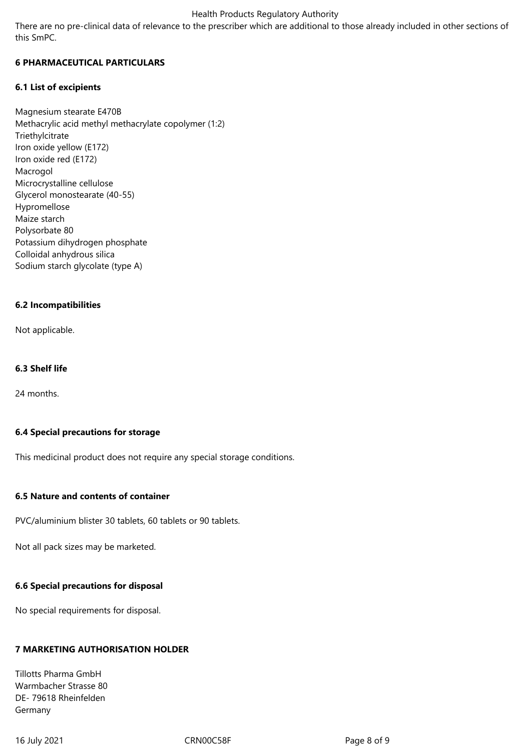There are no pre-clinical data of relevance to the prescriber which are additional to those already included in other sections of this SmPC.

## 6 PHARMACEUTICAL PARTICULARS

### 6.1 List of excipients

Magnesium stearate E470B
Methacrylic acid methyl methacrylate copolymer (1:2)
Triethylcitrate
Iron oxide yellow (E172)
Iron oxide red (E172)
Macrogol
Microcrystalline cellulose
Glycerol monostearate (40-55)
Hypromellose
Maize starch
Polysorbate 80
Potassium dihydrogen phosphate
Colloidal anhydrous silica
Sodium starch glycolate (type A)

### 6.2 Incompatibilities

Not applicable.

### 6.3 Shelf life

24 months.

### 6.4 Special precautions for storage

This medicinal product does not require any special storage conditions.

### 6.5 Nature and contents of container

PVC/aluminium blister 30 tablets, 60 tablets or 90 tablets.

Not all pack sizes may be marketed.

### 6.6 Special precautions for disposal

No special requirements for disposal.

## 7 MARKETING AUTHORISATION HOLDER

Tillotts Pharma GmbH
Warmbacher Strasse 80
DE- 79618 Rheinfelden
Germany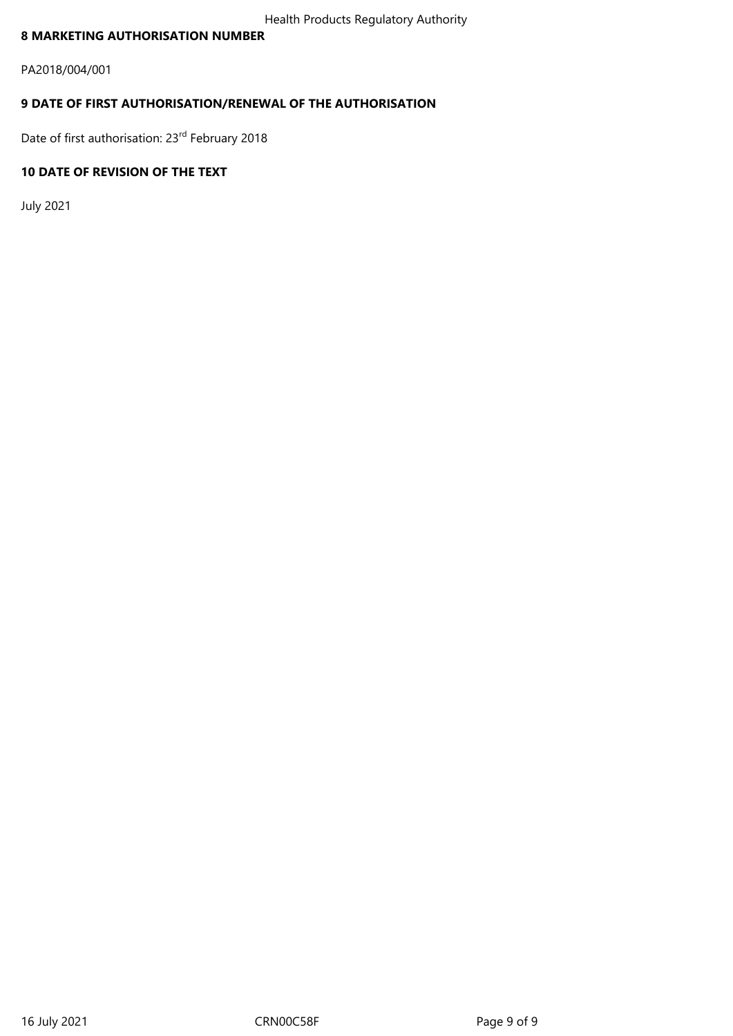## 8 MARKETING AUTHORISATION NUMBER

PA2018/004/001

## 9 DATE OF FIRST AUTHORISATION/RENEWAL OF THE AUTHORISATION

Date of first authorisation: 23rd February 2018

## 10 DATE OF REVISION OF THE TEXT

July 2021